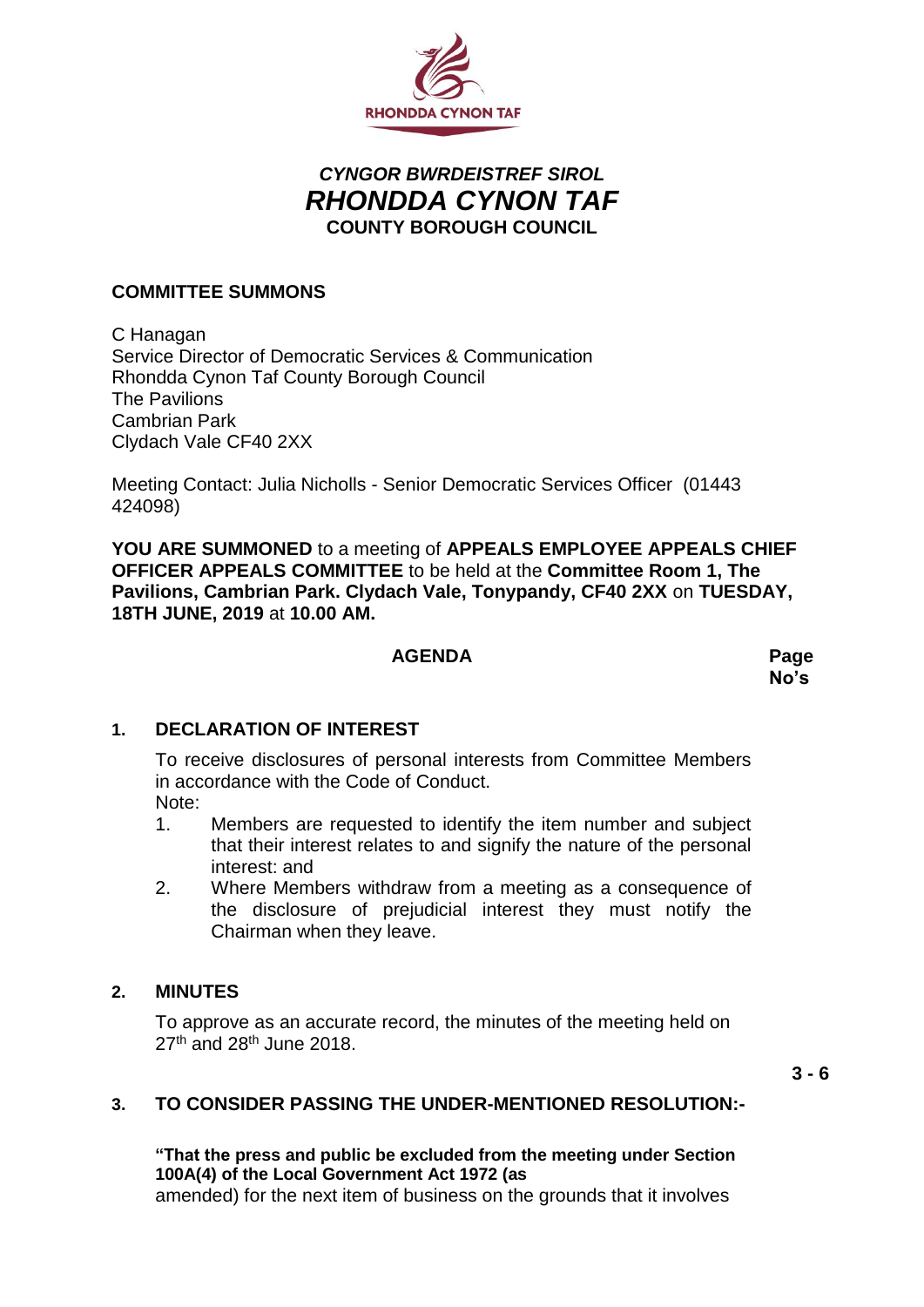RHONDDA CYNON TAF

***CYNGOR BWRDEISTREF SIROL***
# ***RHONDDA CYNON TAF***
**COUNTY BOROUGH COUNCIL**

## COMMITTEE SUMMONS

C Hanagan
Service Director of Democratic Services & Communication
Rhondda Cynon Taf County Borough Council
The Pavilions
Cambrian Park
Clydach Vale CF40 2XX

Meeting Contact: Julia Nicholls - Senior Democratic Services Officer (01443 424098)

**YOU ARE SUMMONED** to a meeting of **APPEALS EMPLOYEE APPEALS CHIEF OFFICER APPEALS COMMITTEE** to be held at the **Committee Room 1, The Pavilions, Cambrian Park. Clydach Vale, Tonypandy, CF40 2XX** on **TUESDAY, 18TH JUNE, 2019** at **10.00 AM.**

| **AGENDA** | **Page No's** |
|---|---|

**1. DECLARATION OF INTEREST**

To receive disclosures of personal interests from Committee Members in accordance with the Code of Conduct.

Note:

1. Members are requested to identify the item number and subject that their interest relates to and signify the nature of the personal interest: and
2. Where Members withdraw from a meeting as a consequence of the disclosure of prejudicial interest they must notify the Chairman when they leave.

**2. MINUTES**

To approve as an accurate record, the minutes of the meeting held on 27th and 28th June 2018.

**3 - 6**

**3. TO CONSIDER PASSING THE UNDER-MENTIONED RESOLUTION:-**

**"That the press and public be excluded from the meeting under Section 100A(4) of the Local Government Act 1972 (as** amended) for the next item of business on the grounds that it involves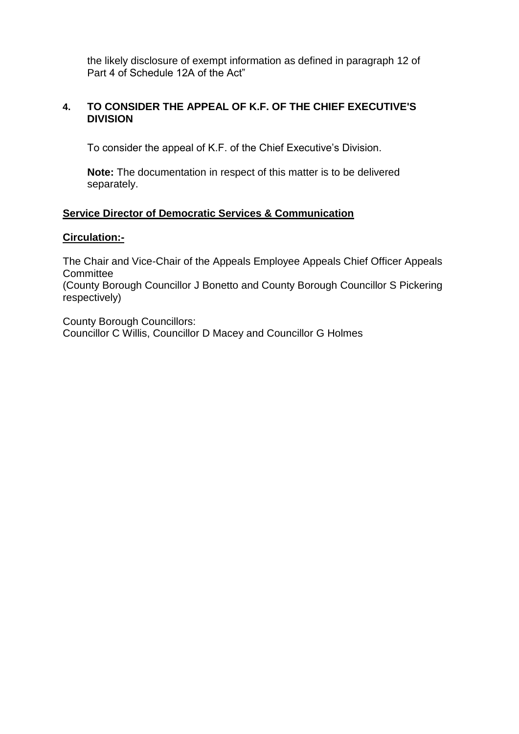the likely disclosure of exempt information as defined in paragraph 12 of Part 4 of Schedule 12A of the Act"

**4. TO CONSIDER THE APPEAL OF K.F. OF THE CHIEF EXECUTIVE'S DIVISION**

To consider the appeal of K.F. of the Chief Executive's Division.

**Note:** The documentation in respect of this matter is to be delivered separately.

**Service Director of Democratic Services & Communication**

**Circulation:-**

The Chair and Vice-Chair of the Appeals Employee Appeals Chief Officer Appeals Committee
(County Borough Councillor J Bonetto and County Borough Councillor S Pickering respectively)

County Borough Councillors:
Councillor C Willis, Councillor D Macey and Councillor G Holmes